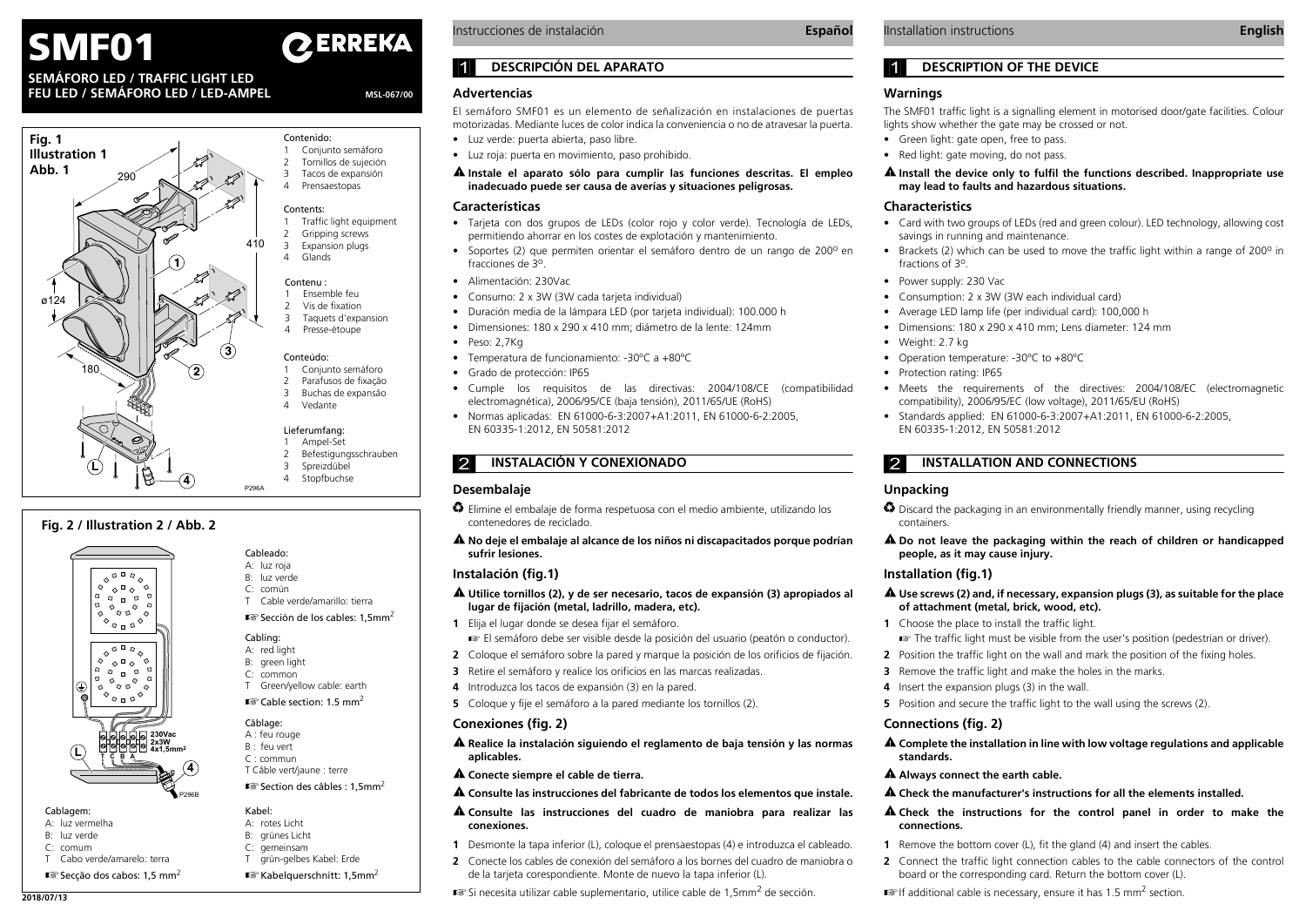# SMF01

ERREKA

**SEMÁFORO LED / TRAFFIC LIGHT LED**
**FEU LED / SEMÁFORO LED / LED-AMPEL**

MSL-067/00

**Fig. 1**
**Illustration 1**
**Abb. 1**

290 · 410 · ø124 · 180

Contenido:
1. Conjunto semáforo
2. Tornillos de sujeción
3. Tacos de expansión
4. Prensaestopas

Contents:
1. Traffic light equipment
2. Gripping screws
3. Expansion plugs
4. Glands

Contenu :
1. Ensemble feu
2. Vis de fixation
3. Taquets d'expansion
4. Presse-étoupe

Conteúdo:
1. Conjunto semáforo
2. Parafusos de fixação
3. Buchas de expansão
4. Vedante

Lieferumfang:
1. Ampel-Set
2. Befestigungsschrauben
3. Spreizdübel
4. Stopfbuchse

P296A

**Fig. 2 / Illustration 2 / Abb. 2**

230Vac 2x3W 4x1,5mm²

P296B

Cableado:
- A: luz roja
- B: luz verde
- C: común
- T: Cable verde/amarillo: tierra

☞ Sección de los cables: 1,5mm²

Cabling:
- A: red light
- B: green light
- C: common
- T: Green/yellow cable: earth

☞ Cable section: 1.5 mm²

Câblage:
- A : feu rouge
- B : feu vert
- C : commun
- T : Câble vert/jaune : terre

☞ Section des câbles : 1,5mm²

Cablagem:
- A: luz vermelha
- B: luz verde
- C: comum
- T: Cabo verde/amarelo: terra

☞ Secção dos cabos: 1,5 mm²

Kabel:
- A: rotes Licht
- B: grünes Licht
- C: gemeinsam
- T: grün-gelbes Kabel: Erde

☞ Kabelquerschnitt: 1,5mm²

2018/07/13

---

Instrucciones de instalación — **Español**

## 1 DESCRIPCIÓN DEL APARATO

### Advertencias

El semáforo SMF01 es un elemento de señalización en instalaciones de puertas motorizadas. Mediante luces de color indica la conveniencia o no de atravesar la puerta.

- Luz verde: puerta abierta, paso libre.
- Luz roja: puerta en movimiento, paso prohibido.

⚠ **Instale el aparato sólo para cumplir las funciones descritas. El empleo inadecuado puede ser causa de averías y situaciones peligrosas.**

### Características

- Tarjeta con dos grupos de LEDs (color rojo y color verde). Tecnología de LEDs, permitiendo ahorrar en los costes de explotación y mantenimiento.
- Soportes (2) que permiten orientar el semáforo dentro de un rango de 200º en fracciones de 3º.
- Alimentación: 230Vac
- Consumo: 2 x 3W (3W cada tarjeta individual)
- Duración media de la lámpara LED (por tarjeta individual): 100.000 h
- Dimensiones: 180 x 290 x 410 mm; diámetro de la lente: 124mm
- Peso: 2,7Kg
- Temperatura de funcionamiento: -30ºC a +80ºC
- Grado de protección: IP65
- Cumple los requisitos de las directivas: 2004/108/CE (compatibilidad electromagnética), 2006/95/CE (baja tensión), 2011/65/UE (RoHS)
- Normas aplicadas: EN 61000-6-3:2007+A1:2011, EN 61000-6-2:2005, EN 60335-1:2012, EN 50581:2012

## 2 INSTALACIÓN Y CONEXIONADO

### Desembalaje

♻ Elimine el embalaje de forma respetuosa con el medio ambiente, utilizando los contenedores de reciclado.

⚠ **No deje el embalaje al alcance de los niños ni discapacitados porque podrían sufrir lesiones.**

### Instalación (fig.1)

⚠ **Utilice tornillos (2), y de ser necesario, tacos de expansión (3) apropiados al lugar de fijación (metal, ladrillo, madera, etc).**

1. Elija el lugar donde se desea fijar el semáforo.
   ☞ El semáforo debe ser visible desde la posición del usuario (peatón o conductor).
2. Coloque el semáforo sobre la pared y marque la posición de los orificios de fijación.
3. Retire el semáforo y realice los orificios en las marcas realizadas.
4. Introduzca los tacos de expansión (3) en la pared.
5. Coloque y fije el semáforo a la pared mediante los tornillos (2).

### Conexiones (fig. 2)

⚠ **Realice la instalación siguiendo el reglamento de baja tensión y las normas aplicables.**

⚠ **Conecte siempre el cable de tierra.**

⚠ **Consulte las instrucciones del fabricante de todos los elementos que instale.**

⚠ **Consulte las instrucciones del cuadro de maniobra para realizar las conexiones.**

1. Desmonte la tapa inferior (L), coloque el prensaestopas (4) e introduzca el cableado.
2. Conecte los cables de conexión del semáforo a los bornes del cuadro de maniobra o de la tarjeta corespondiente. Monte de nuevo la tapa inferior (L).

☞ Si necesita utilizar cable suplementario, utilice cable de 1,5mm² de sección.

---

Installation instructions — **English**

## 1 DESCRIPTION OF THE DEVICE

### Warnings

The SMF01 traffic light is a signalling element in motorised door/gate facilities. Colour lights show whether the gate may be crossed or not.

- Green light: gate open, free to pass.
- Red light: gate moving, do not pass.

⚠ **Install the device only to fulfil the functions described. Inappropriate use may lead to faults and hazardous situations.**

### Characteristics

- Card with two groups of LEDs (red and green colour). LED technology, allowing cost savings in running and maintenance.
- Brackets (2) which can be used to move the traffic light within a range of 200º in fractions of 3º.
- Power supply: 230 Vac
- Consumption: 2 x 3W (3W each individual card)
- Average LED lamp life (per individual card): 100,000 h
- Dimensions: 180 x 290 x 410 mm; Lens diameter: 124 mm
- Weight: 2.7 kg
- Operation temperature: -30ºC to +80ºC
- Protection rating: IP65
- Meets the requirements of the directives: 2004/108/EC (electromagnetic compatibility), 2006/95/EC (low voltage), 2011/65/EU (RoHS)
- Standards applied: EN 61000-6-3:2007+A1:2011, EN 61000-6-2:2005, EN 60335-1:2012, EN 50581:2012

## 2 INSTALLATION AND CONNECTIONS

### Unpacking

♻ Discard the packaging in an environmentally friendly manner, using recycling containers.

⚠ **Do not leave the packaging within the reach of children or handicapped people, as it may cause injury.**

### Installation (fig.1)

⚠ **Use screws (2) and, if necessary, expansion plugs (3), as suitable for the place of attachment (metal, brick, wood, etc).**

1. Choose the place to install the traffic light.
   ☞ The traffic light must be visible from the user's position (pedestrian or driver).
2. Position the traffic light on the wall and mark the position of the fixing holes.
3. Remove the traffic light and make the holes in the marks.
4. Insert the expansion plugs (3) in the wall.
5. Position and secure the traffic light to the wall using the screws (2).

### Connections (fig. 2)

⚠ **Complete the installation in line with low voltage regulations and applicable standards.**

⚠ **Always connect the earth cable.**

⚠ **Check the manufacturer's instructions for all the elements installed.**

⚠ **Check the instructions for the control panel in order to make the connections.**

1. Remove the bottom cover (L), fit the gland (4) and insert the cables.
2. Connect the traffic light connection cables to the cable connectors of the control board or the corresponding card. Return the bottom cover (L).

☞ If additional cable is necessary, ensure it has 1.5 mm² section.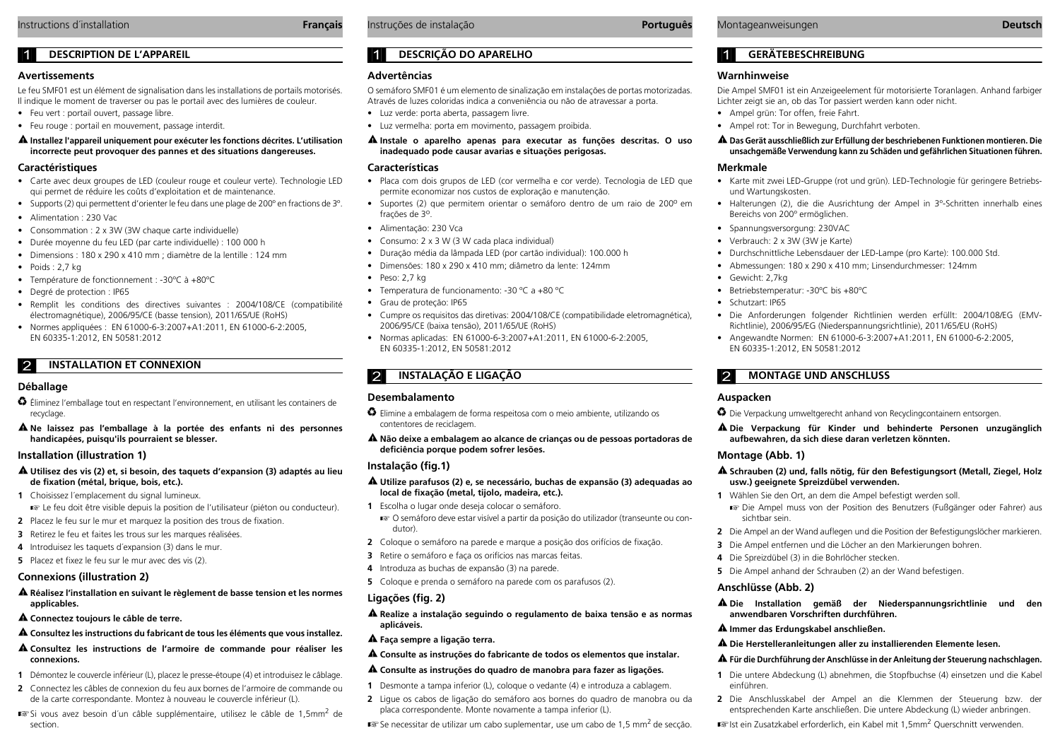# 1 DESCRIPTION DE L'APPAREIL

## Avertissements

Le feu SMF01 est un élément de signalisation dans les installations de portails motorisés. Il indique le moment de traverser ou pas le portail avec des lumières de couleur.

- Feu vert : portail ouvert, passage libre.
- Feu rouge : portail en mouvement, passage interdit.

⚠ **Installez l'appareil uniquement pour exécuter les fonctions décrites. L'utilisation incorrecte peut provoquer des pannes et des situations dangereuses.**

## Caractéristiques

- Carte avec deux groupes de LED (couleur rouge et couleur verte). Technologie LED qui permet de réduire les coûts d'exploitation et de maintenance.
- Supports (2) qui permettent d'orienter le feu dans une plage de 200º en fractions de 3º.
- Alimentation : 230 Vac
- Consommation : 2 x 3W (3W chaque carte individuelle)
- Durée moyenne du feu LED (par carte individuelle) : 100 000 h
- Dimensions : 180 x 290 x 410 mm ; diamètre de la lentille : 124 mm
- Poids : 2,7 kg
- Température de fonctionnement : -30ºC à +80ºC
- Degré de protection : IP65
- Remplit les conditions des directives suivantes : 2004/108/CE (compatibilité électromagnétique), 2006/95/CE (basse tension), 2011/65/UE (RoHS)
- Normes appliquées : EN 61000-6-3:2007+A1:2011, EN 61000-6-2:2005, EN 60335-1:2012, EN 50581:2012

# 2 INSTALLATION ET CONNEXION

## Déballage

♻ Éliminez l'emballage tout en respectant l'environnement, en utilisant les containers de recyclage.

⚠ **Ne laissez pas l'emballage à la portée des enfants ni des personnes handicapées, puisqu'ils pourraient se blesser.**

## Installation (illustration 1)

⚠ **Utilisez des vis (2) et, si besoin, des taquets d'expansion (3) adaptés au lieu de fixation (métal, brique, bois, etc.).**

1. Choisissez l'emplacement du signal lumineux.
   ☞ Le feu doit être visible depuis la position de l'utilisateur (piéton ou conducteur).
2. Placez le feu sur le mur et marquez la position des trous de fixation.
3. Retirez le feu et faites les trous sur les marques réalisées.
4. Introduisez les taquets d'expansion (3) dans le mur.
5. Placez et fixez le feu sur le mur avec des vis (2).

## Connexions (illustration 2)

⚠ **Réalisez l'installation en suivant le règlement de basse tension et les normes applicables.**

⚠ **Connectez toujours le câble de terre.**

⚠ **Consultez les instructions du fabricant de tous les éléments que vous installez.**

⚠ **Consultez les instructions de l'armoire de commande pour réaliser les connexions.**

1. Démontez le couvercle inférieur (L), placez le presse-étoupe (4) et introduisez le câblage.
2. Connectez les câbles de connexion du feu aux bornes de l'armoire de commande ou de la carte correspondante. Montez à nouveau le couvercle inférieur (L).

☞ Si vous avez besoin d'un câble supplémentaire, utilisez le câble de 1,5mm² de section.

# 1 DESCRIÇÃO DO APARELHO

## Advertências

O semáforo SMF01 é um elemento de sinalização em instalações de portas motorizadas. Através de luzes coloridas indica a conveniência ou não de atravessar a porta.

- Luz verde: porta aberta, passagem livre.
- Luz vermelha: porta em movimento, passagem proibida.

⚠ **Instale o aparelho apenas para executar as funções descritas. O uso inadequado pode causar avarias e situações perigosas.**

## Características

- Placa com dois grupos de LED (cor vermelha e cor verde). Tecnologia de LED que permite economizar nos custos de exploração e manutenção.
- Suportes (2) que permitem orientar o semáforo dentro de um raio de 200º em frações de 3º.
- Alimentação: 230 Vca
- Consumo: 2 x 3 W (3 W cada placa individual)
- Duração média da lâmpada LED (por cartão individual): 100.000 h
- Dimensões: 180 x 290 x 410 mm; diâmetro da lente: 124mm
- Peso: 2,7 kg
- Temperatura de funcionamento: -30 ºC a +80 ºC
- Grau de proteção: IP65
- Cumpre os requisitos das diretivas: 2004/108/CE (compatibilidade eletromagnética), 2006/95/CE (baixa tensão), 2011/65/UE (RoHS)
- Normas aplicadas: EN 61000-6-3:2007+A1:2011, EN 61000-6-2:2005, EN 60335-1:2012, EN 50581:2012

# 2 INSTALAÇÃO E LIGAÇÃO

## Desembalamento

♻ Elimine a embalagem de forma respeitosa com o meio ambiente, utilizando os contentores de reciclagem.

⚠ **Não deixe a embalagem ao alcance de crianças ou de pessoas portadoras de deficiência porque podem sofrer lesões.**

## Instalação (fig.1)

⚠ **Utilize parafusos (2) e, se necessário, buchas de expansão (3) adequadas ao local de fixação (metal, tijolo, madeira, etc.).**

1. Escolha o lugar onde deseja colocar o semáforo.
   ☞ O semáforo deve estar visível a partir da posição do utilizador (transeunte ou condutor).
2. Coloque o semáforo na parede e marque a posição dos orifícios de fixação.
3. Retire o semáforo e faça os orifícios nas marcas feitas.
4. Introduza as buchas de expansão (3) na parede.
5. Coloque e prenda o semáforo na parede com os parafusos (2).

## Ligações (fig. 2)

⚠ **Realize a instalação seguindo o regulamento de baixa tensão e as normas aplicáveis.**

⚠ **Faça sempre a ligação terra.**

⚠ **Consulte as instruções do fabricante de todos os elementos que instalar.**

⚠ **Consulte as instruções do quadro de manobra para fazer as ligações.**

1. Desmonte a tampa inferior (L), coloque o vedante (4) e introduza a cablagem.
2. Ligue os cabos de ligação do semáforo aos bornes do quadro de manobra ou da placa correspondente. Monte novamente a tampa inferior (L).

☞ Se necessitar de utilizar um cabo suplementar, use um cabo de 1,5 mm² de secção.

# 1 GERÄTEBESCHREIBUNG

## Warnhinweise

Die Ampel SMF01 ist ein Anzeigeelement für motorisierte Toranlagen. Anhand farbiger Lichter zeigt sie an, ob das Tor passiert werden kann oder nicht.

- Ampel grün: Tor offen, freie Fahrt.
- Ampel rot: Tor in Bewegung, Durchfahrt verboten.

⚠ **Das Gerät ausschließlich zur Erfüllung der beschriebenen Funktionen montieren. Die unsachgemäße Verwendung kann zu Schäden und gefährlichen Situationen führen.**

## Merkmale

- Karte mit zwei LED-Gruppe (rot und grün). LED-Technologie für geringere Betriebs- und Wartungskosten.
- Halterungen (2), die die Ausrichtung der Ampel in 3º-Schritten innerhalb eines Bereichs von 200º ermöglichen.
- Spannungsversorgung: 230VAC
- Verbrauch: 2 x 3W (3W je Karte)
- Durchschnittliche Lebensdauer der LED-Lampe (pro Karte): 100.000 Std.
- Abmessungen: 180 x 290 x 410 mm; Linsendurchmesser: 124mm
- Gewicht: 2,7kg
- Betriebstemperatur: -30ºC bis +80ºC
- Schutzart: IP65
- Die Anforderungen folgender Richtlinien werden erfüllt: 2004/108/EG (EMV-Richtlinie), 2006/95/EG (Niederspannungsrichtlinie), 2011/65/EU (RoHS)
- Angewandte Normen: EN 61000-6-3:2007+A1:2011, EN 61000-6-2:2005, EN 60335-1:2012, EN 50581:2012

# 2 MONTAGE UND ANSCHLUSS

## Auspacken

♻ Die Verpackung umweltgerecht anhand von Recyclingcontainern entsorgen.

⚠ **Die Verpackung für Kinder und behinderte Personen unzugänglich aufbewahren, da sich diese daran verletzen könnten.**

## Montage (Abb. 1)

⚠ **Schrauben (2) und, falls nötig, für den Befestigungsort (Metall, Ziegel, Holz usw.) geeignete Spreizdübel verwenden.**

1. Wählen Sie den Ort, an dem die Ampel befestigt werden soll.
   ☞ Die Ampel muss von der Position des Benutzers (Fußgänger oder Fahrer) aus sichtbar sein.
2. Die Ampel an der Wand auflegen und die Position der Befestigungslöcher markieren.
3. Die Ampel entfernen und die Löcher an den Markierungen bohren.
4. Die Spreizdübel (3) in die Bohrlöcher stecken.
5. Die Ampel anhand der Schrauben (2) an der Wand befestigen.

## Anschlüsse (Abb. 2)

⚠ **Die Installation gemäß der Niederspannungsrichtlinie und den anwendbaren Vorschriften durchführen.**

⚠ **Immer das Erdungskabel anschließen.**

⚠ **Die Herstelleranleitungen aller zu installierenden Elemente lesen.**

⚠ **Für die Durchführung der Anschlüsse in der Anleitung der Steuerung nachschlagen.**

1. Die untere Abdeckung (L) abnehmen, die Stopfbuchse (4) einsetzen und die Kabel einführen.
2. Die Anschlusskabel der Ampel an die Klemmen der Steuerung bzw. der entsprechenden Karte anschließen. Die untere Abdeckung (L) wieder anbringen.

☞ Ist ein Zusatzkabel erforderlich, ein Kabel mit 1,5mm² Querschnitt verwenden.